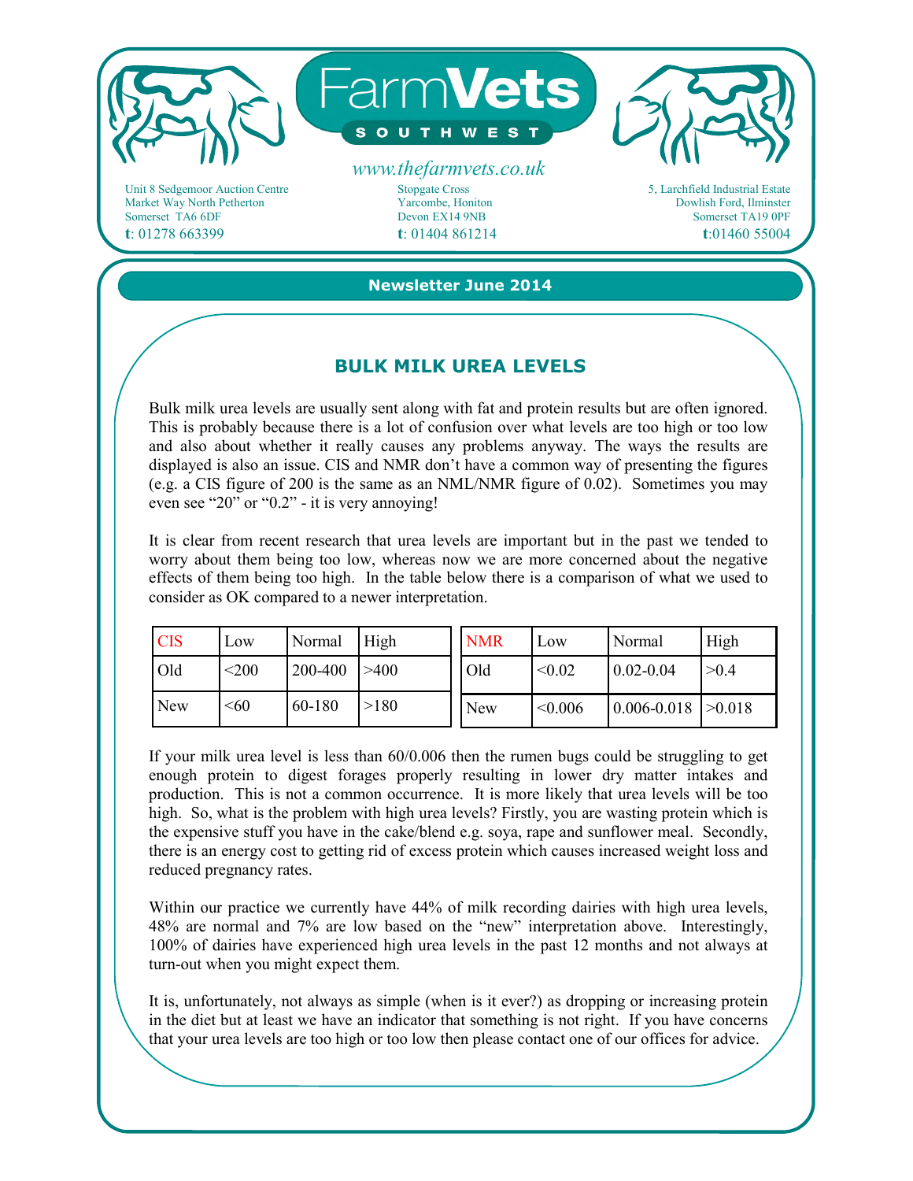# FarmVets SOUTHWEST

*www.thefarmvets.co.uk*

Unit 8 Sedgemoor Auction Centre
Market Way North Petherton
Somerset TA6 6DF
**t**: 01278 663399

Stopgate Cross
Yarcombe, Honiton
Devon EX14 9NB
**t**: 01404 861214

5, Larchfield Industrial Estate
Dowlish Ford, Ilminster
Somerset TA19 0PF
**t**:01460 55004

**Newsletter June 2014**

## BULK MILK UREA LEVELS

Bulk milk urea levels are usually sent along with fat and protein results but are often ignored. This is probably because there is a lot of confusion over what levels are too high or too low and also about whether it really causes any problems anyway. The ways the results are displayed is also an issue. CIS and NMR don't have a common way of presenting the figures (e.g. a CIS figure of 200 is the same as an NML/NMR figure of 0.02). Sometimes you may even see "20" or "0.2" - it is very annoying!

It is clear from recent research that urea levels are important but in the past we tended to worry about them being too low, whereas now we are more concerned about the negative effects of them being too high. In the table below there is a comparison of what we used to consider as OK compared to a newer interpretation.

| CIS | Low | Normal | High |
|---|---|---|---|
| Old | <200 | 200-400 | >400 |
| New | <60 | 60-180 | >180 |

| NMR | Low | Normal | High |
|---|---|---|---|
| Old | <0.02 | 0.02-0.04 | >0.4 |
| New | <0.006 | 0.006-0.018 | >0.018 |

If your milk urea level is less than 60/0.006 then the rumen bugs could be struggling to get enough protein to digest forages properly resulting in lower dry matter intakes and production. This is not a common occurrence. It is more likely that urea levels will be too high. So, what is the problem with high urea levels? Firstly, you are wasting protein which is the expensive stuff you have in the cake/blend e.g. soya, rape and sunflower meal. Secondly, there is an energy cost to getting rid of excess protein which causes increased weight loss and reduced pregnancy rates.

Within our practice we currently have 44% of milk recording dairies with high urea levels, 48% are normal and 7% are low based on the "new" interpretation above. Interestingly, 100% of dairies have experienced high urea levels in the past 12 months and not always at turn-out when you might expect them.

It is, unfortunately, not always as simple (when is it ever?) as dropping or increasing protein in the diet but at least we have an indicator that something is not right. If you have concerns that your urea levels are too high or too low then please contact one of our offices for advice.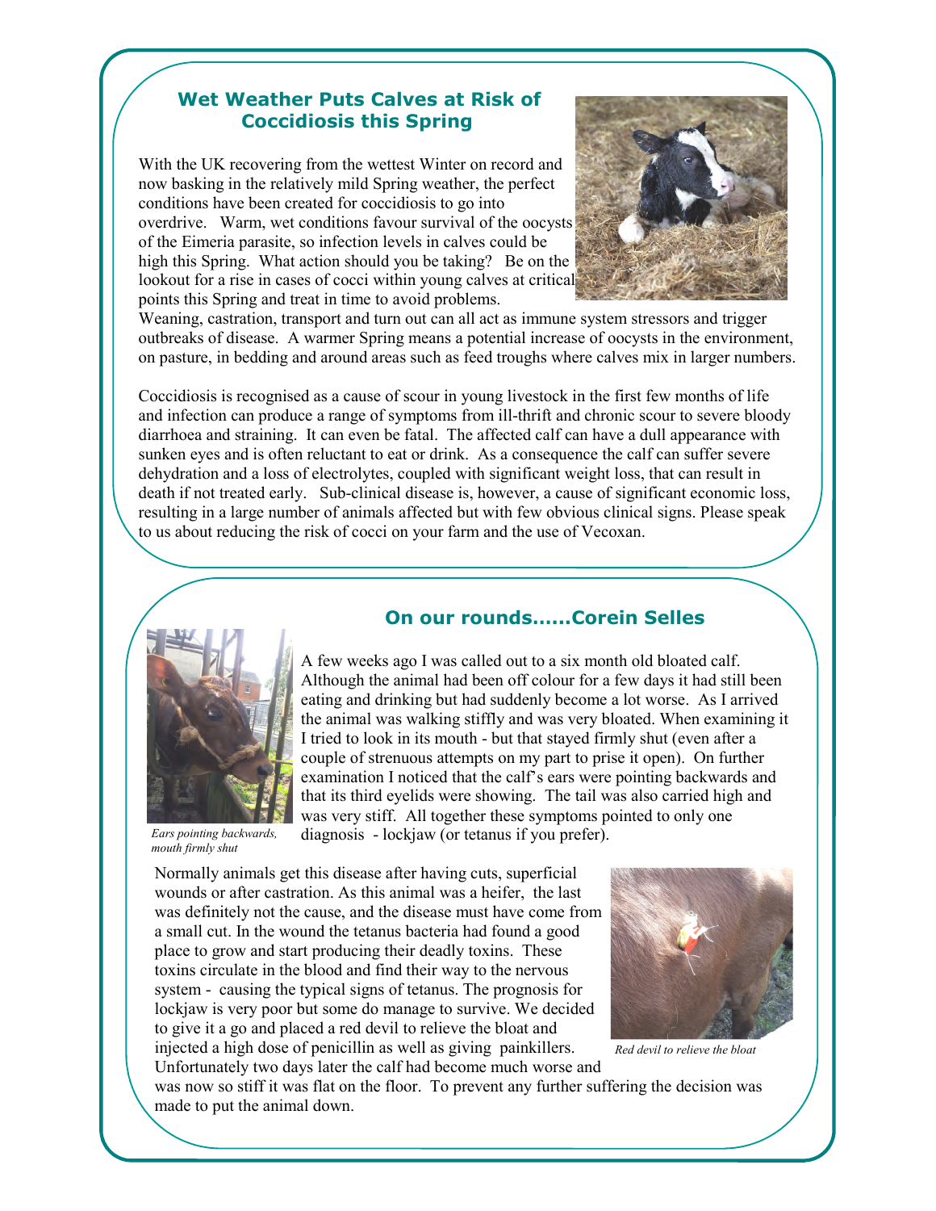## Wet Weather Puts Calves at Risk of Coccidiosis this Spring

With the UK recovering from the wettest Winter on record and now basking in the relatively mild Spring weather, the perfect conditions have been created for coccidiosis to go into overdrive. Warm, wet conditions favour survival of the oocysts of the Eimeria parasite, so infection levels in calves could be high this Spring. What action should you be taking? Be on the lookout for a rise in cases of cocci within young calves at critical points this Spring and treat in time to avoid problems. Weaning, castration, transport and turn out can all act as immune system stressors and trigger outbreaks of disease. A warmer Spring means a potential increase of oocysts in the environment, on pasture, in bedding and around areas such as feed troughs where calves mix in larger numbers.

Coccidiosis is recognised as a cause of scour in young livestock in the first few months of life and infection can produce a range of symptoms from ill-thrift and chronic scour to severe bloody diarrhoea and straining. It can even be fatal. The affected calf can have a dull appearance with sunken eyes and is often reluctant to eat or drink. As a consequence the calf can suffer severe dehydration and a loss of electrolytes, coupled with significant weight loss, that can result in death if not treated early. Sub-clinical disease is, however, a cause of significant economic loss, resulting in a large number of animals affected but with few obvious clinical signs. Please speak to us about reducing the risk of cocci on your farm and the use of Vecoxan.

## On our rounds……Corein Selles

*Ears pointing backwards, mouth firmly shut*

A few weeks ago I was called out to a six month old bloated calf. Although the animal had been off colour for a few days it had still been eating and drinking but had suddenly become a lot worse. As I arrived the animal was walking stiffly and was very bloated. When examining it I tried to look in its mouth - but that stayed firmly shut (even after a couple of strenuous attempts on my part to prise it open). On further examination I noticed that the calf's ears were pointing backwards and that its third eyelids were showing. The tail was also carried high and was very stiff. All together these symptoms pointed to only one diagnosis - lockjaw (or tetanus if you prefer).

Normally animals get this disease after having cuts, superficial wounds or after castration. As this animal was a heifer, the last was definitely not the cause, and the disease must have come from a small cut. In the wound the tetanus bacteria had found a good place to grow and start producing their deadly toxins. These toxins circulate in the blood and find their way to the nervous system - causing the typical signs of tetanus. The prognosis for lockjaw is very poor but some do manage to survive. We decided to give it a go and placed a red devil to relieve the bloat and injected a high dose of penicillin as well as giving painkillers. Unfortunately two days later the calf had become much worse and was now so stiff it was flat on the floor. To prevent any further suffering the decision was made to put the animal down.

*Red devil to relieve the bloat*